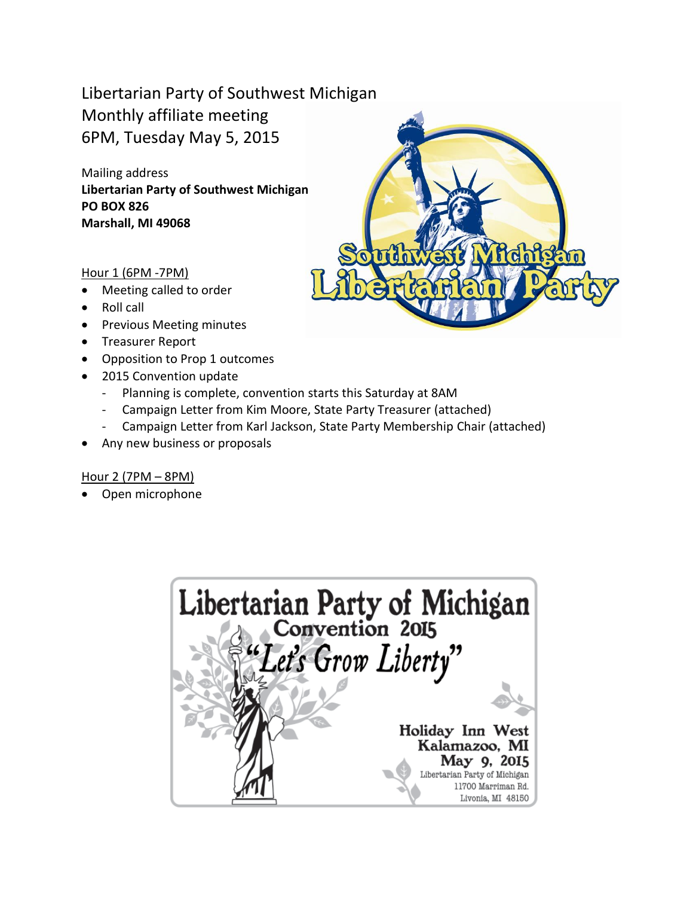# Libertarian Party of Southwest Michigan
## Monthly affiliate meeting
## 6PM, Tuesday May 5, 2015

Mailing address
**Libertarian Party of Southwest Michigan**
**PO BOX 826**
**Marshall, MI 49068**

Southwest Michigan Libertarian Party

Hour 1 (6PM -7PM)

- Meeting called to order
- Roll call
- Previous Meeting minutes
- Treasurer Report
- Opposition to Prop 1 outcomes
- 2015 Convention update
  - Planning is complete, convention starts this Saturday at 8AM
  - Campaign Letter from Kim Moore, State Party Treasurer (attached)
  - Campaign Letter from Karl Jackson, State Party Membership Chair (attached)
- Any new business or proposals

Hour 2 (7PM – 8PM)

- Open microphone

Libertarian Party of Michigan
Convention 2015
"Let's Grow Liberty"

Holiday Inn West
Kalamazoo, MI
May 9, 2015
Libertarian Party of Michigan
11700 Marriman Rd.
Livonia, MI 48150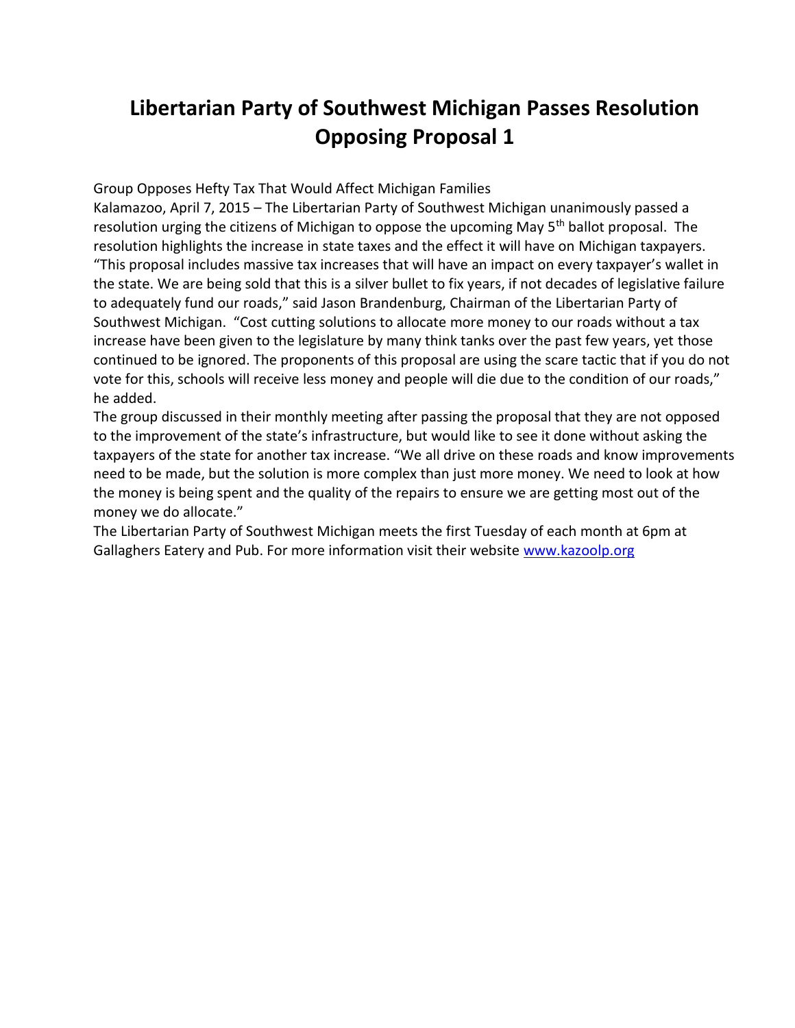# Libertarian Party of Southwest Michigan Passes Resolution Opposing Proposal 1

Group Opposes Hefty Tax That Would Affect Michigan Families

Kalamazoo, April 7, 2015 – The Libertarian Party of Southwest Michigan unanimously passed a resolution urging the citizens of Michigan to oppose the upcoming May 5th ballot proposal. The resolution highlights the increase in state taxes and the effect it will have on Michigan taxpayers. "This proposal includes massive tax increases that will have an impact on every taxpayer's wallet in the state. We are being sold that this is a silver bullet to fix years, if not decades of legislative failure to adequately fund our roads," said Jason Brandenburg, Chairman of the Libertarian Party of Southwest Michigan. "Cost cutting solutions to allocate more money to our roads without a tax increase have been given to the legislature by many think tanks over the past few years, yet those continued to be ignored. The proponents of this proposal are using the scare tactic that if you do not vote for this, schools will receive less money and people will die due to the condition of our roads," he added.

The group discussed in their monthly meeting after passing the proposal that they are not opposed to the improvement of the state's infrastructure, but would like to see it done without asking the taxpayers of the state for another tax increase. "We all drive on these roads and know improvements need to be made, but the solution is more complex than just more money. We need to look at how the money is being spent and the quality of the repairs to ensure we are getting most out of the money we do allocate."

The Libertarian Party of Southwest Michigan meets the first Tuesday of each month at 6pm at Gallaghers Eatery and Pub. For more information visit their website [www.kazoolp.org](www.kazoolp.org)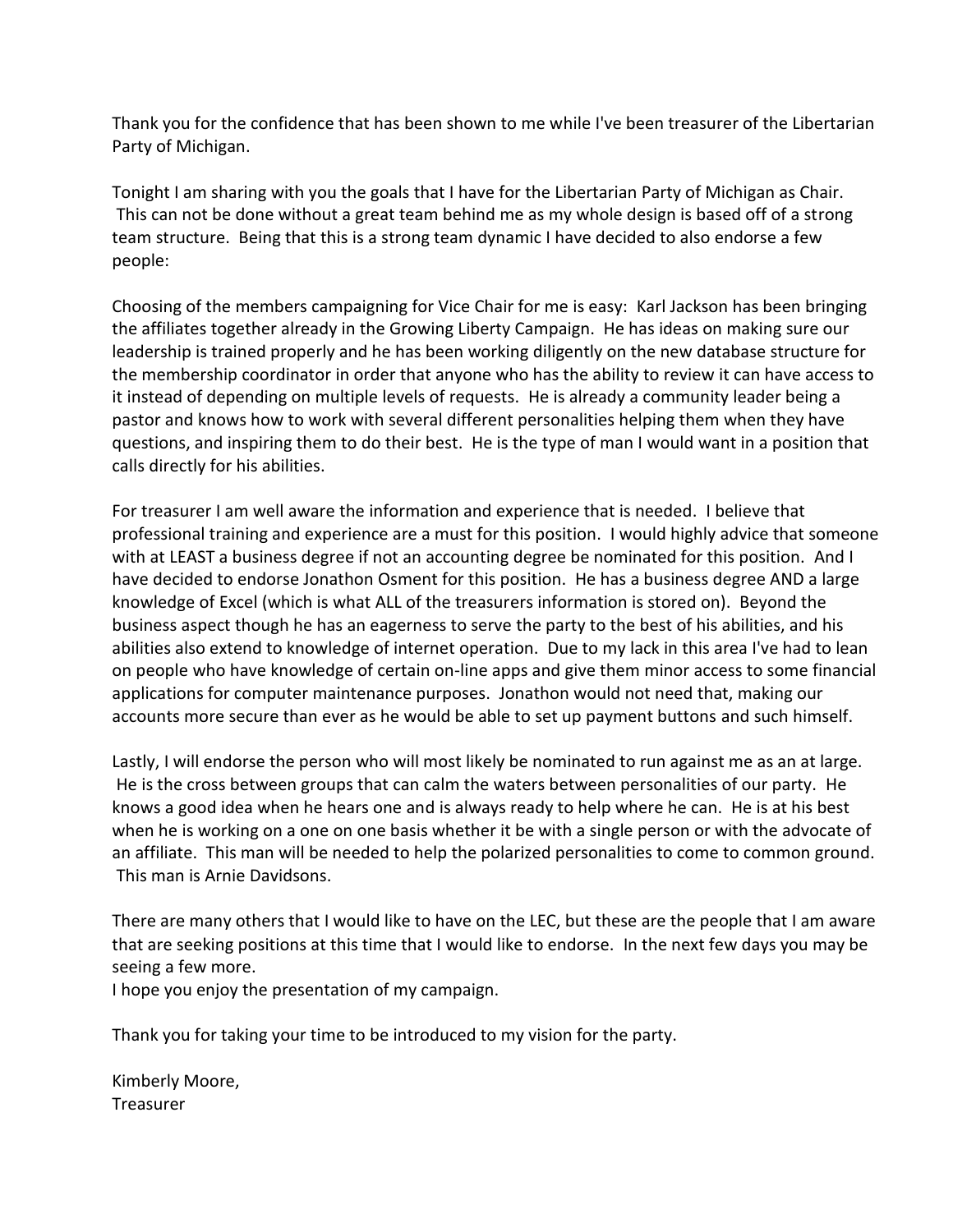Thank you for the confidence that has been shown to me while I've been treasurer of the Libertarian Party of Michigan.

Tonight I am sharing with you the goals that I have for the Libertarian Party of Michigan as Chair. This can not be done without a great team behind me as my whole design is based off of a strong team structure. Being that this is a strong team dynamic I have decided to also endorse a few people:

Choosing of the members campaigning for Vice Chair for me is easy: Karl Jackson has been bringing the affiliates together already in the Growing Liberty Campaign. He has ideas on making sure our leadership is trained properly and he has been working diligently on the new database structure for the membership coordinator in order that anyone who has the ability to review it can have access to it instead of depending on multiple levels of requests. He is already a community leader being a pastor and knows how to work with several different personalities helping them when they have questions, and inspiring them to do their best. He is the type of man I would want in a position that calls directly for his abilities.

For treasurer I am well aware the information and experience that is needed. I believe that professional training and experience are a must for this position. I would highly advice that someone with at LEAST a business degree if not an accounting degree be nominated for this position. And I have decided to endorse Jonathon Osment for this position. He has a business degree AND a large knowledge of Excel (which is what ALL of the treasurers information is stored on). Beyond the business aspect though he has an eagerness to serve the party to the best of his abilities, and his abilities also extend to knowledge of internet operation. Due to my lack in this area I've had to lean on people who have knowledge of certain on-line apps and give them minor access to some financial applications for computer maintenance purposes. Jonathon would not need that, making our accounts more secure than ever as he would be able to set up payment buttons and such himself.

Lastly, I will endorse the person who will most likely be nominated to run against me as an at large. He is the cross between groups that can calm the waters between personalities of our party. He knows a good idea when he hears one and is always ready to help where he can. He is at his best when he is working on a one on one basis whether it be with a single person or with the advocate of an affiliate. This man will be needed to help the polarized personalities to come to common ground. This man is Arnie Davidsons.

There are many others that I would like to have on the LEC, but these are the people that I am aware that are seeking positions at this time that I would like to endorse. In the next few days you may be seeing a few more.
I hope you enjoy the presentation of my campaign.

Thank you for taking your time to be introduced to my vision for the party.

Kimberly Moore,
Treasurer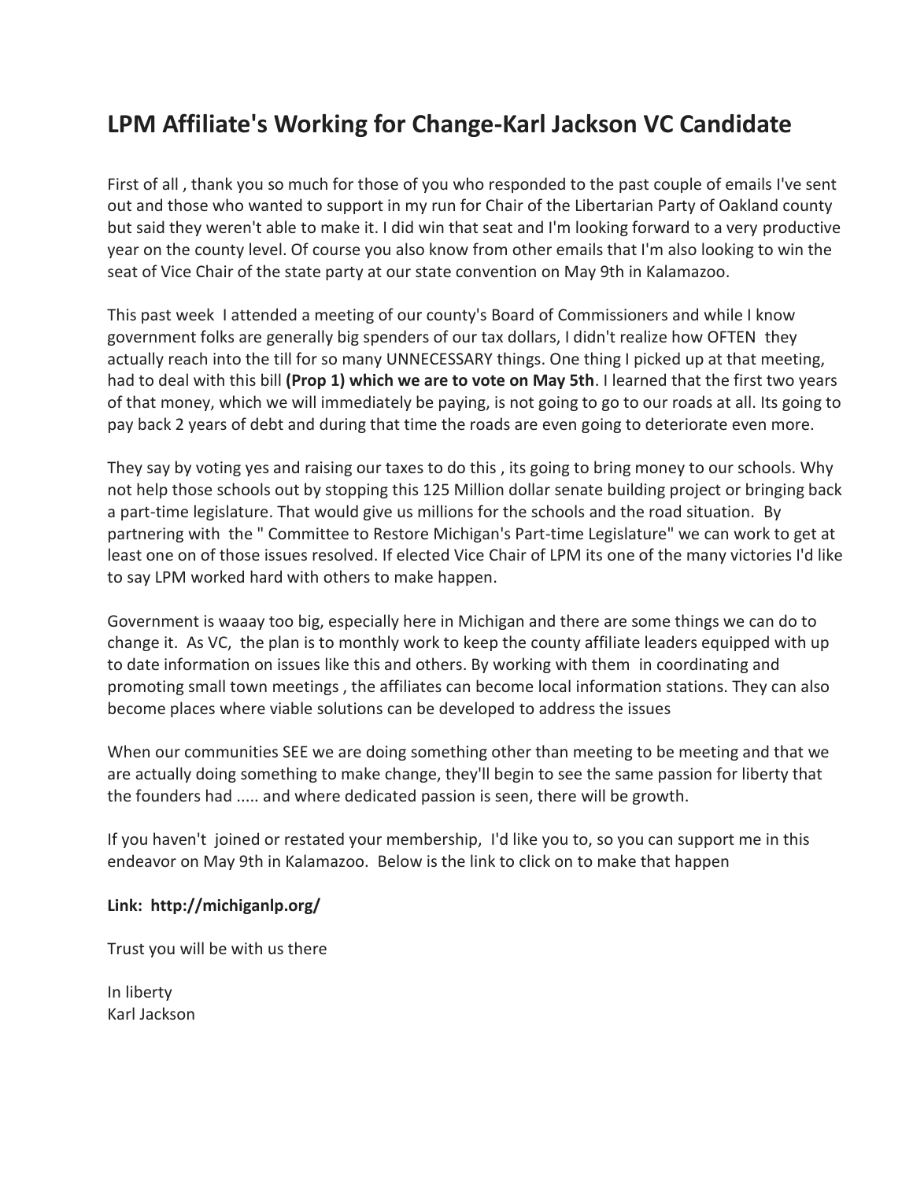# LPM Affiliate's Working for Change-Karl Jackson VC Candidate

First of all , thank you so much for those of you who responded to the past couple of emails I've sent out and those who wanted to support in my run for Chair of the Libertarian Party of Oakland county but said they weren't able to make it. I did win that seat and I'm looking forward to a very productive year on the county level. Of course you also know from other emails that I'm also looking to win the seat of Vice Chair of the state party at our state convention on May 9th in Kalamazoo.

This past week  I attended a meeting of our county's Board of Commissioners and while I know government folks are generally big spenders of our tax dollars, I didn't realize how OFTEN  they actually reach into the till for so many UNNECESSARY things. One thing I picked up at that meeting, had to deal with this bill **(Prop 1) which we are to vote on May 5th**. I learned that the first two years of that money, which we will immediately be paying, is not going to go to our roads at all. Its going to pay back 2 years of debt and during that time the roads are even going to deteriorate even more.

They say by voting yes and raising our taxes to do this , its going to bring money to our schools. Why not help those schools out by stopping this 125 Million dollar senate building project or bringing back a part-time legislature. That would give us millions for the schools and the road situation.  By partnering with  the " Committee to Restore Michigan's Part-time Legislature" we can work to get at least one on of those issues resolved. If elected Vice Chair of LPM its one of the many victories I'd like to say LPM worked hard with others to make happen.

Government is waaay too big, especially here in Michigan and there are some things we can do to change it.  As VC,  the plan is to monthly work to keep the county affiliate leaders equipped with up to date information on issues like this and others. By working with them  in coordinating and promoting small town meetings , the affiliates can become local information stations. They can also become places where viable solutions can be developed to address the issues

When our communities SEE we are doing something other than meeting to be meeting and that we are actually doing something to make change, they'll begin to see the same passion for liberty that the founders had ..... and where dedicated passion is seen, there will be growth.

If you haven't  joined or restated your membership,  I'd like you to, so you can support me in this endeavor on May 9th in Kalamazoo.  Below is the link to click on to make that happen

**Link:  http://michiganlp.org/**

Trust you will be with us there

In liberty
Karl Jackson